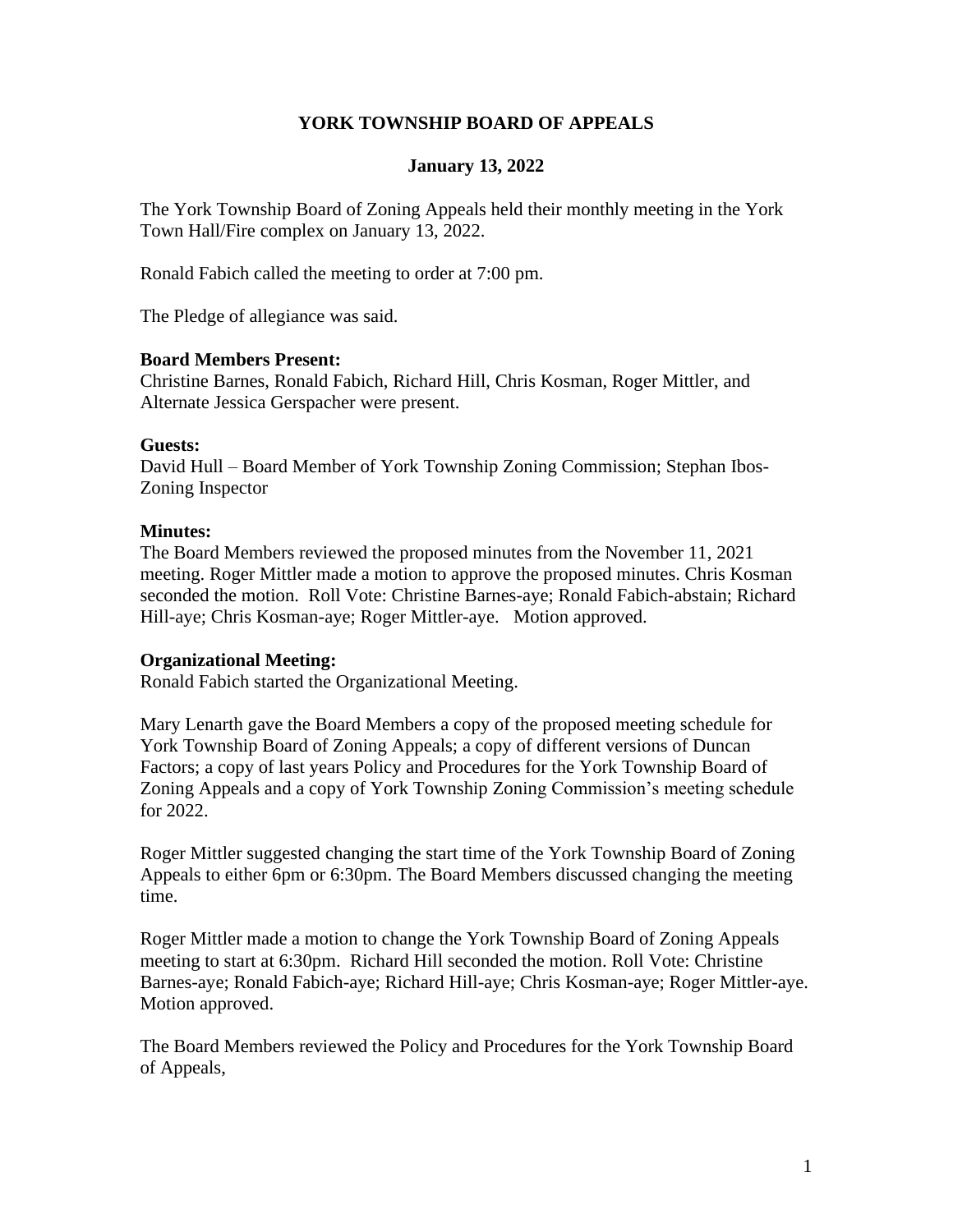# YORK TOWNSHIP BOARD OF APPEALS

## January 13, 2022

The York Township Board of Zoning Appeals held their monthly meeting in the York Town Hall/Fire complex on January 13, 2022.

Ronald Fabich called the meeting to order at 7:00 pm.

The Pledge of allegiance was said.

**Board Members Present:**
Christine Barnes, Ronald Fabich, Richard Hill, Chris Kosman, Roger Mittler, and Alternate Jessica Gerspacher were present.

**Guests:**
David Hull – Board Member of York Township Zoning Commission; Stephan Ibos-Zoning Inspector

**Minutes:**
The Board Members reviewed the proposed minutes from the November 11, 2021 meeting. Roger Mittler made a motion to approve the proposed minutes. Chris Kosman seconded the motion. Roll Vote: Christine Barnes-aye; Ronald Fabich-abstain; Richard Hill-aye; Chris Kosman-aye; Roger Mittler-aye. Motion approved.

**Organizational Meeting:**
Ronald Fabich started the Organizational Meeting.

Mary Lenarth gave the Board Members a copy of the proposed meeting schedule for York Township Board of Zoning Appeals; a copy of different versions of Duncan Factors; a copy of last years Policy and Procedures for the York Township Board of Zoning Appeals and a copy of York Township Zoning Commission's meeting schedule for 2022.

Roger Mittler suggested changing the start time of the York Township Board of Zoning Appeals to either 6pm or 6:30pm. The Board Members discussed changing the meeting time.

Roger Mittler made a motion to change the York Township Board of Zoning Appeals meeting to start at 6:30pm. Richard Hill seconded the motion. Roll Vote: Christine Barnes-aye; Ronald Fabich-aye; Richard Hill-aye; Chris Kosman-aye; Roger Mittler-aye. Motion approved.

The Board Members reviewed the Policy and Procedures for the York Township Board of Appeals,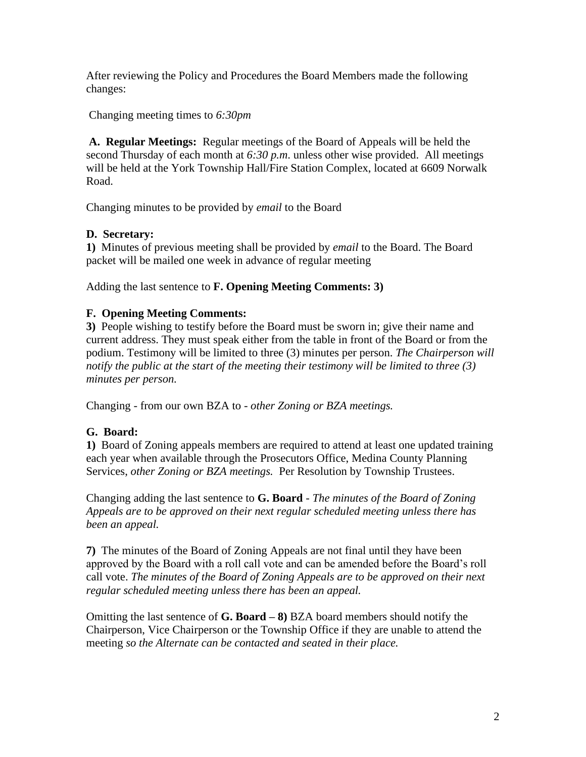After reviewing the Policy and Procedures the Board Members made the following changes:

Changing meeting times to *6:30pm*

**A. Regular Meetings:** Regular meetings of the Board of Appeals will be held the second Thursday of each month at *6:30 p.m*. unless other wise provided. All meetings will be held at the York Township Hall/Fire Station Complex, located at 6609 Norwalk Road.

Changing minutes to be provided by *email* to the Board

**D. Secretary:**
**1)** Minutes of previous meeting shall be provided by *email* to the Board. The Board packet will be mailed one week in advance of regular meeting

Adding the last sentence to **F. Opening Meeting Comments: 3)**

**F. Opening Meeting Comments:**
**3)** People wishing to testify before the Board must be sworn in; give their name and current address. They must speak either from the table in front of the Board or from the podium. Testimony will be limited to three (3) minutes per person. *The Chairperson will notify the public at the start of the meeting their testimony will be limited to three (3) minutes per person.*

Changing - from our own BZA to - *other Zoning or BZA meetings.*

**G. Board:**
**1)** Board of Zoning appeals members are required to attend at least one updated training each year when available through the Prosecutors Office, Medina County Planning Services, *other Zoning or BZA meetings.* Per Resolution by Township Trustees.

Changing adding the last sentence to **G. Board** - *The minutes of the Board of Zoning Appeals are to be approved on their next regular scheduled meeting unless there has been an appeal.*

**7)** The minutes of the Board of Zoning Appeals are not final until they have been approved by the Board with a roll call vote and can be amended before the Board's roll call vote. *The minutes of the Board of Zoning Appeals are to be approved on their next regular scheduled meeting unless there has been an appeal.*

Omitting the last sentence of **G. Board – 8)** BZA board members should notify the Chairperson, Vice Chairperson or the Township Office if they are unable to attend the meeting *so the Alternate can be contacted and seated in their place.*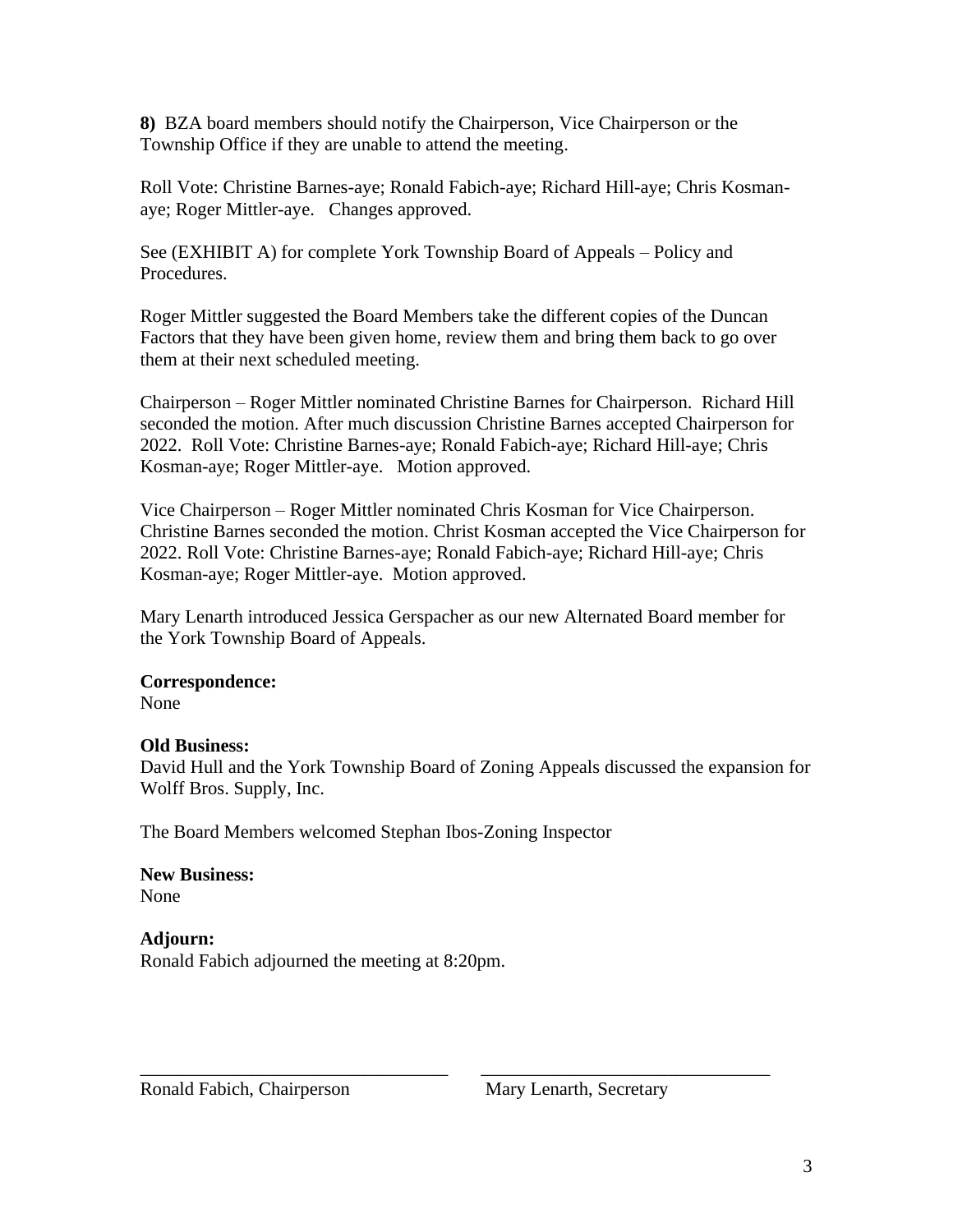**8)** BZA board members should notify the Chairperson, Vice Chairperson or the Township Office if they are unable to attend the meeting.

Roll Vote: Christine Barnes-aye; Ronald Fabich-aye; Richard Hill-aye; Chris Kosman-aye; Roger Mittler-aye. Changes approved.

See (EXHIBIT A) for complete York Township Board of Appeals – Policy and Procedures.

Roger Mittler suggested the Board Members take the different copies of the Duncan Factors that they have been given home, review them and bring them back to go over them at their next scheduled meeting.

Chairperson – Roger Mittler nominated Christine Barnes for Chairperson. Richard Hill seconded the motion. After much discussion Christine Barnes accepted Chairperson for 2022. Roll Vote: Christine Barnes-aye; Ronald Fabich-aye; Richard Hill-aye; Chris Kosman-aye; Roger Mittler-aye. Motion approved.

Vice Chairperson – Roger Mittler nominated Chris Kosman for Vice Chairperson. Christine Barnes seconded the motion. Christ Kosman accepted the Vice Chairperson for 2022. Roll Vote: Christine Barnes-aye; Ronald Fabich-aye; Richard Hill-aye; Chris Kosman-aye; Roger Mittler-aye. Motion approved.

Mary Lenarth introduced Jessica Gerspacher as our new Alternated Board member for the York Township Board of Appeals.

**Correspondence:**
None

**Old Business:**
David Hull and the York Township Board of Zoning Appeals discussed the expansion for Wolff Bros. Supply, Inc.

The Board Members welcomed Stephan Ibos-Zoning Inspector

**New Business:**
None

**Adjourn:**
Ronald Fabich adjourned the meeting at 8:20pm.

\_\_\_\_\_\_\_\_\_\_\_\_\_\_\_\_\_\_\_\_\_\_\_\_\_\_\_\_\_\_\_\_ \_\_\_\_\_\_\_\_\_\_\_\_\_\_\_\_\_\_\_\_\_\_\_\_\_\_\_\_\_\_\_\_

Ronald Fabich, Chairperson Mary Lenarth, Secretary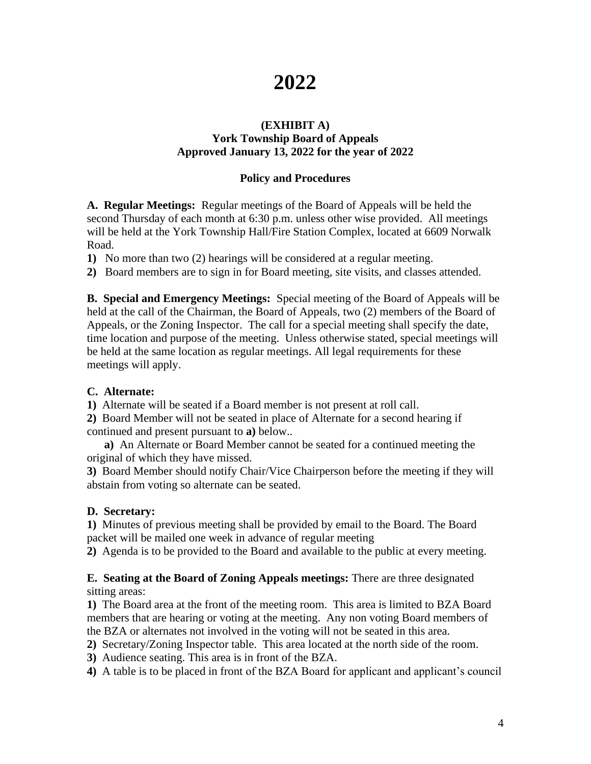# 2022

**(EXHIBIT A)**
**York Township Board of Appeals**
**Approved January 13, 2022 for the year of 2022**

**Policy and Procedures**

**A. Regular Meetings:** Regular meetings of the Board of Appeals will be held the second Thursday of each month at 6:30 p.m. unless other wise provided. All meetings will be held at the York Township Hall/Fire Station Complex, located at 6609 Norwalk Road.

**1)** No more than two (2) hearings will be considered at a regular meeting.

**2)** Board members are to sign in for Board meeting, site visits, and classes attended.

**B. Special and Emergency Meetings:** Special meeting of the Board of Appeals will be held at the call of the Chairman, the Board of Appeals, two (2) members of the Board of Appeals, or the Zoning Inspector. The call for a special meeting shall specify the date, time location and purpose of the meeting. Unless otherwise stated, special meetings will be held at the same location as regular meetings. All legal requirements for these meetings will apply.

**C. Alternate:**

**1)** Alternate will be seated if a Board member is not present at roll call.

**2)** Board Member will not be seated in place of Alternate for a second hearing if continued and present pursuant to **a)** below..

**a)** An Alternate or Board Member cannot be seated for a continued meeting the original of which they have missed.

**3)** Board Member should notify Chair/Vice Chairperson before the meeting if they will abstain from voting so alternate can be seated.

**D. Secretary:**

**1)** Minutes of previous meeting shall be provided by email to the Board. The Board packet will be mailed one week in advance of regular meeting

**2)** Agenda is to be provided to the Board and available to the public at every meeting.

**E. Seating at the Board of Zoning Appeals meetings:** There are three designated sitting areas:

**1)** The Board area at the front of the meeting room. This area is limited to BZA Board members that are hearing or voting at the meeting. Any non voting Board members of the BZA or alternates not involved in the voting will not be seated in this area.

**2)** Secretary/Zoning Inspector table. This area located at the north side of the room.

**3)** Audience seating. This area is in front of the BZA.

**4)** A table is to be placed in front of the BZA Board for applicant and applicant's council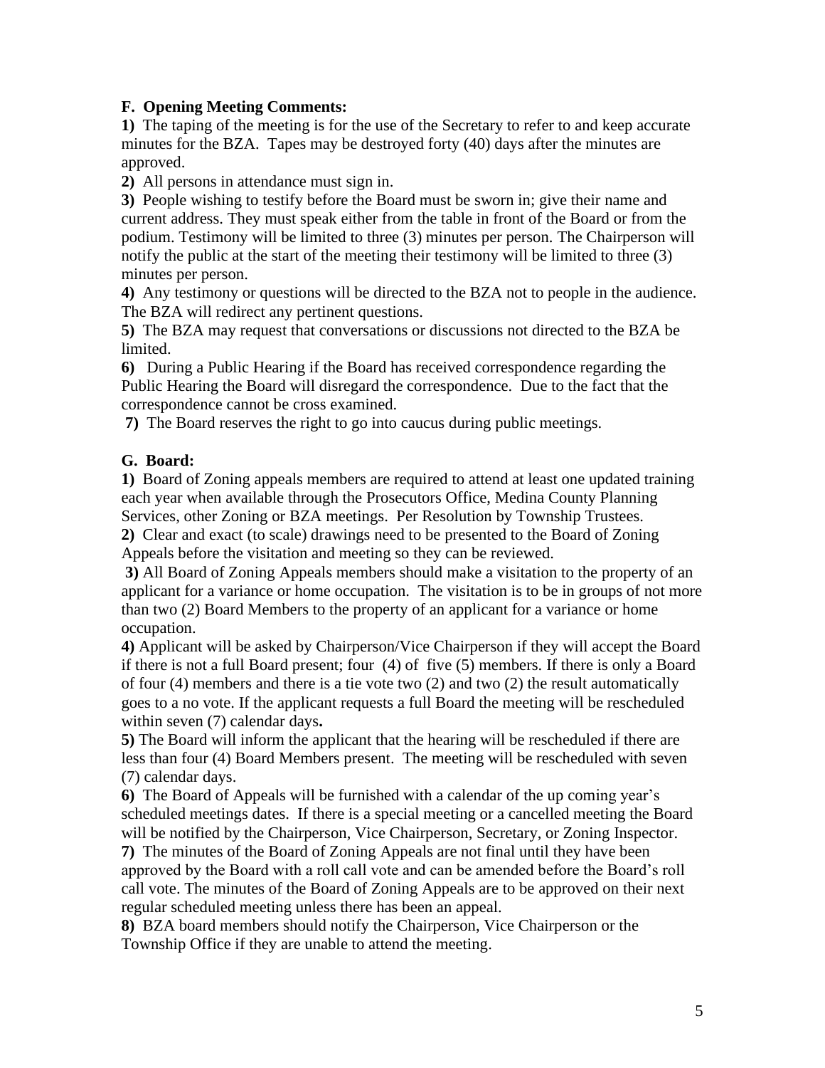**F. Opening Meeting Comments:**

**1)** The taping of the meeting is for the use of the Secretary to refer to and keep accurate minutes for the BZA. Tapes may be destroyed forty (40) days after the minutes are approved.

**2)** All persons in attendance must sign in.

**3)** People wishing to testify before the Board must be sworn in; give their name and current address. They must speak either from the table in front of the Board or from the podium. Testimony will be limited to three (3) minutes per person. The Chairperson will notify the public at the start of the meeting their testimony will be limited to three (3) minutes per person.

**4)** Any testimony or questions will be directed to the BZA not to people in the audience. The BZA will redirect any pertinent questions.

**5)** The BZA may request that conversations or discussions not directed to the BZA be limited.

**6)** During a Public Hearing if the Board has received correspondence regarding the Public Hearing the Board will disregard the correspondence. Due to the fact that the correspondence cannot be cross examined.

**7)** The Board reserves the right to go into caucus during public meetings.

**G. Board:**

**1)** Board of Zoning appeals members are required to attend at least one updated training each year when available through the Prosecutors Office, Medina County Planning Services, other Zoning or BZA meetings. Per Resolution by Township Trustees.

**2)** Clear and exact (to scale) drawings need to be presented to the Board of Zoning Appeals before the visitation and meeting so they can be reviewed.

**3)** All Board of Zoning Appeals members should make a visitation to the property of an applicant for a variance or home occupation. The visitation is to be in groups of not more than two (2) Board Members to the property of an applicant for a variance or home occupation.

**4)** Applicant will be asked by Chairperson/Vice Chairperson if they will accept the Board if there is not a full Board present; four (4) of five (5) members. If there is only a Board of four (4) members and there is a tie vote two (2) and two (2) the result automatically goes to a no vote. If the applicant requests a full Board the meeting will be rescheduled within seven (7) calendar days**.**

**5)** The Board will inform the applicant that the hearing will be rescheduled if there are less than four (4) Board Members present. The meeting will be rescheduled with seven (7) calendar days.

**6)** The Board of Appeals will be furnished with a calendar of the up coming year's scheduled meetings dates. If there is a special meeting or a cancelled meeting the Board will be notified by the Chairperson, Vice Chairperson, Secretary, or Zoning Inspector.

**7)** The minutes of the Board of Zoning Appeals are not final until they have been approved by the Board with a roll call vote and can be amended before the Board's roll call vote. The minutes of the Board of Zoning Appeals are to be approved on their next regular scheduled meeting unless there has been an appeal.

**8)** BZA board members should notify the Chairperson, Vice Chairperson or the Township Office if they are unable to attend the meeting.